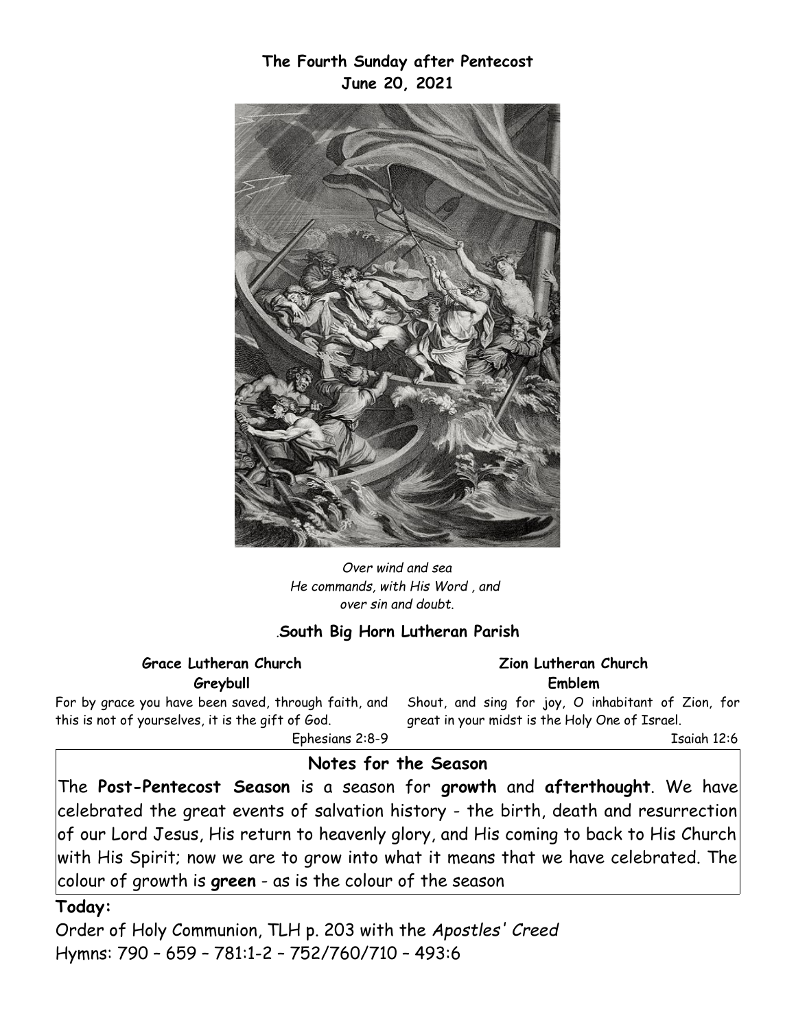**The Fourth Sunday after Pentecost**
**June 20, 2021**

*Over wind and sea*
*He commands, with His Word , and*
*over sin and doubt.*

.**South Big Horn Lutheran Parish**

**Grace Lutheran Church**
**Greybull**

For by grace you have been saved, through faith, and this is not of yourselves, it is the gift of God.

Ephesians 2:8-9

**Zion Lutheran Church**
**Emblem**

Shout, and sing for joy, O inhabitant of Zion, for great in your midst is the Holy One of Israel.

Isaiah 12:6

## Notes for the Season

The **Post-Pentecost Season** is a season for **growth** and **afterthought**. We have celebrated the great events of salvation history - the birth, death and resurrection of our Lord Jesus, His return to heavenly glory, and His coming to back to His Church with His Spirit; now we are to grow into what it means that we have celebrated. The colour of growth is **green** - as is the colour of the season

**Today:**

Order of Holy Communion, TLH p. 203 with the *Apostles' Creed*

Hymns: 790 – 659 – 781:1-2 – 752/760/710 – 493:6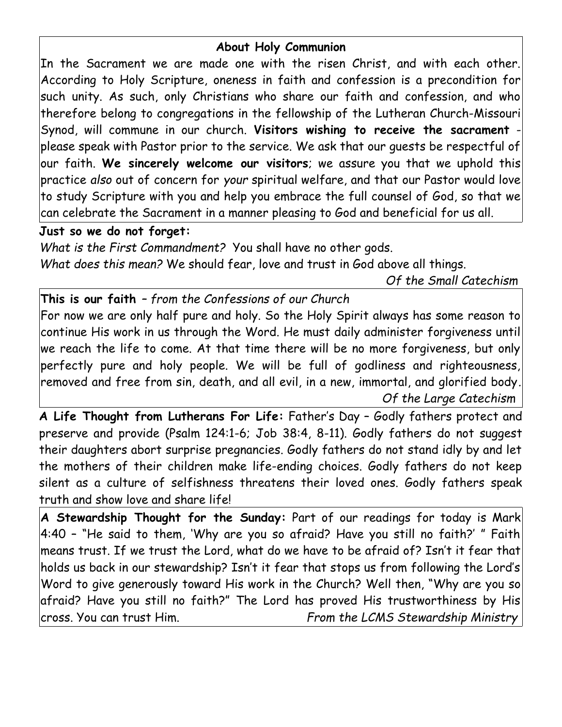### About Holy Communion

In the Sacrament we are made one with the risen Christ, and with each other. According to Holy Scripture, oneness in faith and confession is a precondition for such unity. As such, only Christians who share our faith and confession, and who therefore belong to congregations in the fellowship of the Lutheran Church-Missouri Synod, will commune in our church. **Visitors wishing to receive the sacrament** - please speak with Pastor prior to the service. We ask that our guests be respectful of our faith. **We sincerely welcome our visitors**; we assure you that we uphold this practice *also* out of concern for *your* spiritual welfare, and that our Pastor would love to study Scripture with you and help you embrace the full counsel of God, so that we can celebrate the Sacrament in a manner pleasing to God and beneficial for us all.

**Just so we do not forget:**

*What is the First Commandment?* You shall have no other gods.

*What does this mean?* We should fear, love and trust in God above all things.

*Of the Small Catechism*

**This is our faith** – *from the Confessions of our Church*

For now we are only half pure and holy. So the Holy Spirit always has some reason to continue His work in us through the Word. He must daily administer forgiveness until we reach the life to come. At that time there will be no more forgiveness, but only perfectly pure and holy people. We will be full of godliness and righteousness, removed and free from sin, death, and all evil, in a new, immortal, and glorified body.

*Of the Large Catechism*

**A Life Thought from Lutherans For Life:** Father's Day – Godly fathers protect and preserve and provide (Psalm 124:1-6; Job 38:4, 8-11). Godly fathers do not suggest their daughters abort surprise pregnancies. Godly fathers do not stand idly by and let the mothers of their children make life-ending choices. Godly fathers do not keep silent as a culture of selfishness threatens their loved ones. Godly fathers speak truth and show love and share life!

**A Stewardship Thought for the Sunday:** Part of our readings for today is Mark 4:40 – "He said to them, 'Why are you so afraid? Have you still no faith?' " Faith means trust. If we trust the Lord, what do we have to be afraid of? Isn't it fear that holds us back in our stewardship? Isn't it fear that stops us from following the Lord's Word to give generously toward His work in the Church? Well then, "Why are you so afraid? Have you still no faith?" The Lord has proved His trustworthiness by His cross. You can trust Him. *From the LCMS Stewardship Ministry*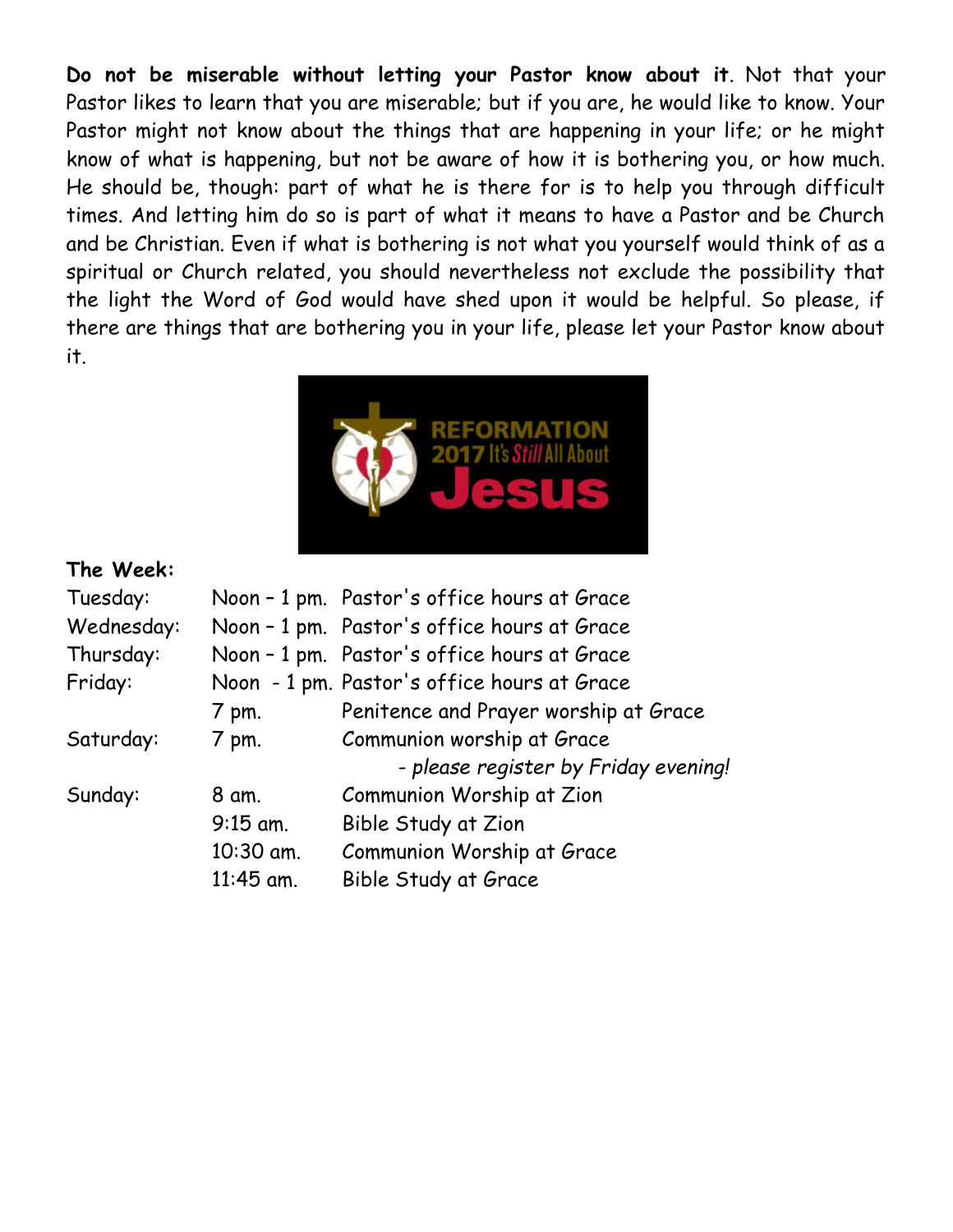**Do not be miserable without letting your Pastor know about it**. Not that your Pastor likes to learn that you are miserable; but if you are, he would like to know. Your Pastor might not know about the things that are happening in your life; or he might know of what is happening, but not be aware of how it is bothering you, or how much. He should be, though: part of what he is there for is to help you through difficult times. And letting him do so is part of what it means to have a Pastor and be Church and be Christian. Even if what is bothering is not what you yourself would think of as a spiritual or Church related, you should nevertheless not exclude the possibility that the light the Word of God would have shed upon it would be helpful. So please, if there are things that are bothering you in your life, please let your Pastor know about it.

REFORMATION 2017 It's *Still* All About Jesus

**The Week:**

| | | |
|---|---|---|
| Tuesday: | Noon – 1 pm. | Pastor's office hours at Grace |
| Wednesday: | Noon – 1 pm. | Pastor's office hours at Grace |
| Thursday: | Noon – 1 pm. | Pastor's office hours at Grace |
| Friday: | Noon - 1 pm. | Pastor's office hours at Grace |
| | 7 pm. | Penitence and Prayer worship at Grace |
| Saturday: | 7 pm. | Communion worship at Grace |
| | | *- please register by Friday evening!* |
| Sunday: | 8 am. | Communion Worship at Zion |
| | 9:15 am. | Bible Study at Zion |
| | 10:30 am. | Communion Worship at Grace |
| | 11:45 am. | Bible Study at Grace |